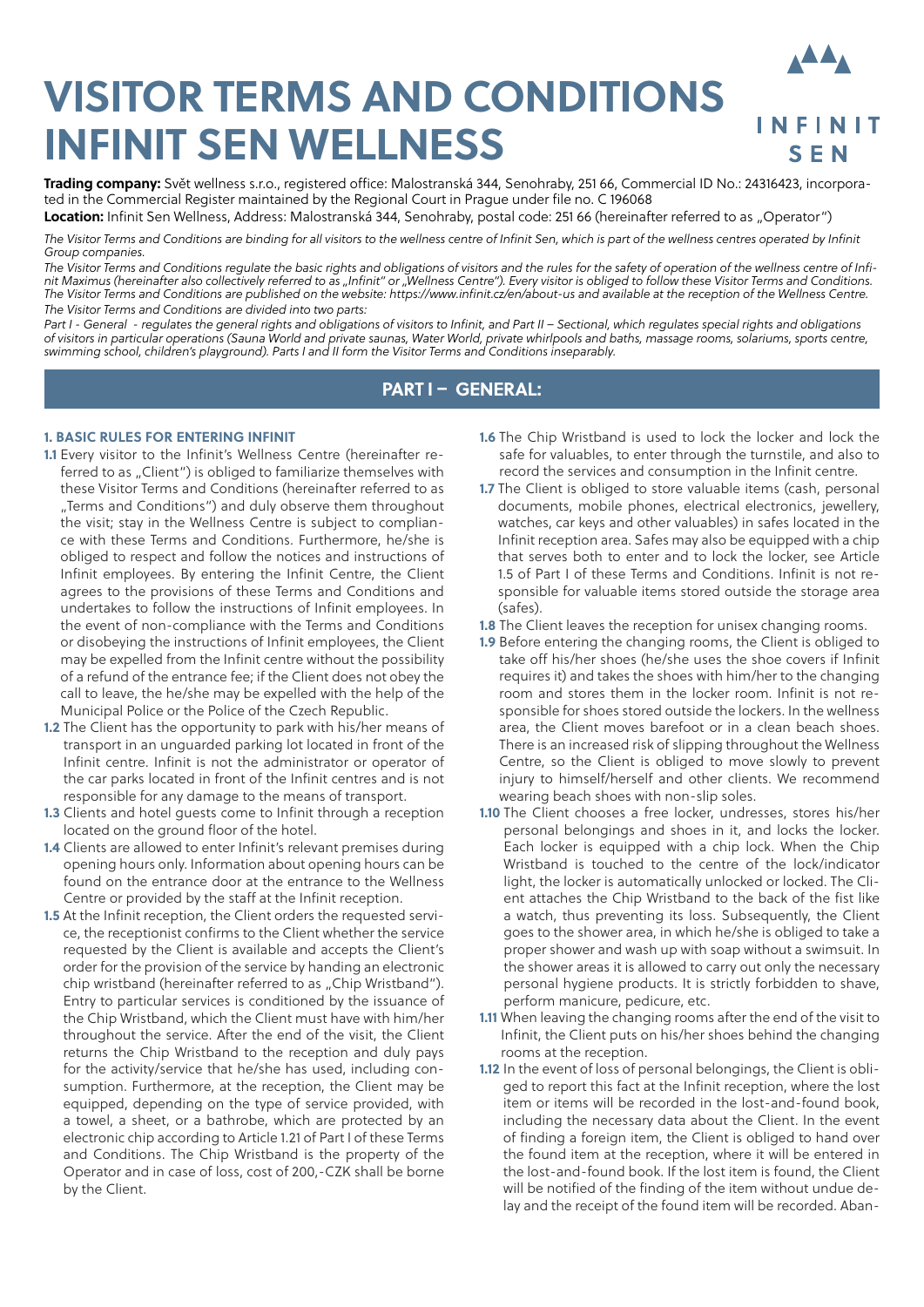# VISITOR TERMS AND CONDITIONS INFINIT SEN WELLNESS

INFINIT SEN

**Trading company:** Svět wellness s.r.o., registered office: Malostranská 344, Senohraby, 251 66, Commercial ID No.: 24316423, incorporated in the Commercial Register maintained by the Regional Court in Prague under file no. C 196068

**Location:** Infinit Sen Wellness, Address: Malostranská 344, Senohraby, postal code: 251 66 (hereinafter referred to as „Operator")

*The Visitor Terms and Conditions are binding for all visitors to the wellness centre of Infinit Sen, which is part of the wellness centres operated by Infinit Group companies.*

*The Visitor Terms and Conditions regulate the basic rights and obligations of visitors and the rules for the safety of operation of the wellness centre of Infinit Maximus (hereinafter also collectively referred to as „Infinit" or „Wellness Centre"). Every visitor is obliged to follow these Visitor Terms and Conditions. The Visitor Terms and Conditions are published on the website: https://www.infinit.cz/en/about-us and available at the reception of the Wellness Centre.*

*The Visitor Terms and Conditions are divided into two parts:*

*Part I - General - regulates the general rights and obligations of visitors to Infinit, and Part II – Sectional, which regulates special rights and obligations of visitors in particular operations (Sauna World and private saunas, Water World, private whirlpools and baths, massage rooms, solariums, sports centre, swimming school, children's playground). Parts I and II form the Visitor Terms and Conditions inseparably.*

## PART I – GENERAL:

### 1. BASIC RULES FOR ENTERING INFINIT

**1.1** Every visitor to the Infinit's Wellness Centre (hereinafter referred to as „Client") is obliged to familiarize themselves with these Visitor Terms and Conditions (hereinafter referred to as „Terms and Conditions") and duly observe them throughout the visit; stay in the Wellness Centre is subject to compliance with these Terms and Conditions. Furthermore, he/she is obliged to respect and follow the notices and instructions of Infinit employees. By entering the Infinit Centre, the Client agrees to the provisions of these Terms and Conditions and undertakes to follow the instructions of Infinit employees. In the event of non-compliance with the Terms and Conditions or disobeying the instructions of Infinit employees, the Client may be expelled from the Infinit centre without the possibility of a refund of the entrance fee; if the Client does not obey the call to leave, the he/she may be expelled with the help of the Municipal Police or the Police of the Czech Republic.

**1.2** The Client has the opportunity to park with his/her means of transport in an unguarded parking lot located in front of the Infinit centre. Infinit is not the administrator or operator of the car parks located in front of the Infinit centres and is not responsible for any damage to the means of transport.

**1.3** Clients and hotel guests come to Infinit through a reception located on the ground floor of the hotel.

**1.4** Clients are allowed to enter Infinit's relevant premises during opening hours only. Information about opening hours can be found on the entrance door at the entrance to the Wellness Centre or provided by the staff at the Infinit reception.

**1.5** At the Infinit reception, the Client orders the requested service, the receptionist confirms to the Client whether the service requested by the Client is available and accepts the Client's order for the provision of the service by handing an electronic chip wristband (hereinafter referred to as „Chip Wristband"). Entry to particular services is conditioned by the issuance of the Chip Wristband, which the Client must have with him/her throughout the service. After the end of the visit, the Client returns the Chip Wristband to the reception and duly pays for the activity/service that he/she has used, including consumption. Furthermore, at the reception, the Client may be equipped, depending on the type of service provided, with a towel, a sheet, or a bathrobe, which are protected by an electronic chip according to Article 1.21 of Part I of these Terms and Conditions. The Chip Wristband is the property of the Operator and in case of loss, cost of 200,-CZK shall be borne by the Client.

**1.6** The Chip Wristband is used to lock the locker and lock the safe for valuables, to enter through the turnstile, and also to record the services and consumption in the Infinit centre.

**1.7** The Client is obliged to store valuable items (cash, personal documents, mobile phones, electrical electronics, jewellery, watches, car keys and other valuables) in safes located in the Infinit reception area. Safes may also be equipped with a chip that serves both to enter and to lock the locker, see Article 1.5 of Part I of these Terms and Conditions. Infinit is not responsible for valuable items stored outside the storage area (safes).

**1.8** The Client leaves the reception for unisex changing rooms.

**1.9** Before entering the changing rooms, the Client is obliged to take off his/her shoes (he/she uses the shoe covers if Infinit requires it) and takes the shoes with him/her to the changing room and stores them in the locker room. Infinit is not responsible for shoes stored outside the lockers. In the wellness area, the Client moves barefoot or in a clean beach shoes. There is an increased risk of slipping throughout the Wellness Centre, so the Client is obliged to move slowly to prevent injury to himself/herself and other clients. We recommend wearing beach shoes with non-slip soles.

**1.10** The Client chooses a free locker, undresses, stores his/her personal belongings and shoes in it, and locks the locker. Each locker is equipped with a chip lock. When the Chip Wristband is touched to the centre of the lock/indicator light, the locker is automatically unlocked or locked. The Client attaches the Chip Wristband to the back of the fist like a watch, thus preventing its loss. Subsequently, the Client goes to the shower area, in which he/she is obliged to take a proper shower and wash up with soap without a swimsuit. In the shower areas it is allowed to carry out only the necessary personal hygiene products. It is strictly forbidden to shave, perform manicure, pedicure, etc.

**1.11** When leaving the changing rooms after the end of the visit to Infinit, the Client puts on his/her shoes behind the changing rooms at the reception.

**1.12** In the event of loss of personal belongings, the Client is obliged to report this fact at the Infinit reception, where the lost item or items will be recorded in the lost-and-found book, including the necessary data about the Client. In the event of finding a foreign item, the Client is obliged to hand over the found item at the reception, where it will be entered in the lost-and-found book. If the lost item is found, the Client will be notified of the finding of the item without undue delay and the receipt of the found item will be recorded. Aban-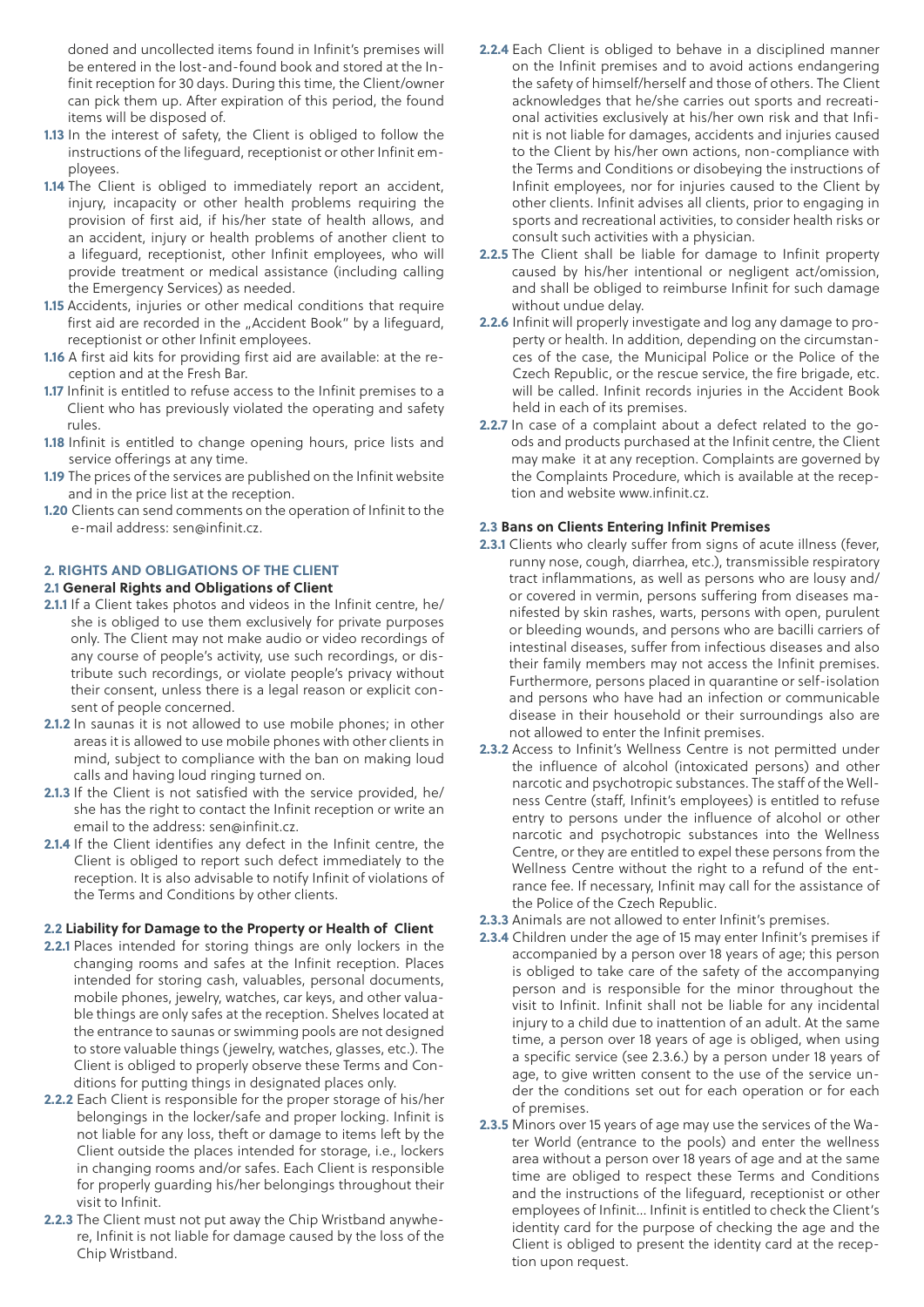doned and uncollected items found in Infinit's premises will be entered in the lost-and-found book and stored at the Infinit reception for 30 days. During this time, the Client/owner can pick them up. After expiration of this period, the found items will be disposed of.

**1.13** In the interest of safety, the Client is obliged to follow the instructions of the lifeguard, receptionist or other Infinit employees.

**1.14** The Client is obliged to immediately report an accident, injury, incapacity or other health problems requiring the provision of first aid, if his/her state of health allows, and an accident, injury or health problems of another client to a lifeguard, receptionist, other Infinit employees, who will provide treatment or medical assistance (including calling the Emergency Services) as needed.

**1.15** Accidents, injuries or other medical conditions that require first aid are recorded in the „Accident Book" by a lifeguard, receptionist or other Infinit employees.

**1.16** A first aid kits for providing first aid are available: at the reception and at the Fresh Bar.

**1.17** Infinit is entitled to refuse access to the Infinit premises to a Client who has previously violated the operating and safety rules.

**1.18** Infinit is entitled to change opening hours, price lists and service offerings at any time.

**1.19** The prices of the services are published on the Infinit website and in the price list at the reception.

**1.20** Clients can send comments on the operation of Infinit to the e-mail address: sen@infinit.cz.

## 2. RIGHTS AND OBLIGATIONS OF THE CLIENT

### 2.1 General Rights and Obligations of Client

**2.1.1** If a Client takes photos and videos in the Infinit centre, he/she is obliged to use them exclusively for private purposes only. The Client may not make audio or video recordings of any course of people's activity, use such recordings, or distribute such recordings, or violate people's privacy without their consent, unless there is a legal reason or explicit consent of people concerned.

**2.1.2** In saunas it is not allowed to use mobile phones; in other areas it is allowed to use mobile phones with other clients in mind, subject to compliance with the ban on making loud calls and having loud ringing turned on.

**2.1.3** If the Client is not satisfied with the service provided, he/she has the right to contact the Infinit reception or write an email to the address: sen@infinit.cz.

**2.1.4** If the Client identifies any defect in the Infinit centre, the Client is obliged to report such defect immediately to the reception. It is also advisable to notify Infinit of violations of the Terms and Conditions by other clients.

### 2.2 Liability for Damage to the Property or Health of Client

**2.2.1** Places intended for storing things are only lockers in the changing rooms and safes at the Infinit reception. Places intended for storing cash, valuables, personal documents, mobile phones, jewelry, watches, car keys, and other valuable things are only safes at the reception. Shelves located at the entrance to saunas or swimming pools are not designed to store valuable things (jewelry, watches, glasses, etc.). The Client is obliged to properly observe these Terms and Conditions for putting things in designated places only.

**2.2.2** Each Client is responsible for the proper storage of his/her belongings in the locker/safe and proper locking. Infinit is not liable for any loss, theft or damage to items left by the Client outside the places intended for storage, i.e., lockers in changing rooms and/or safes. Each Client is responsible for properly guarding his/her belongings throughout their visit to Infinit.

**2.2.3** The Client must not put away the Chip Wristband anywhere, Infinit is not liable for damage caused by the loss of the Chip Wristband.

**2.2.4** Each Client is obliged to behave in a disciplined manner on the Infinit premises and to avoid actions endangering the safety of himself/herself and those of others. The Client acknowledges that he/she carries out sports and recreational activities exclusively at his/her own risk and that Infinit is not liable for damages, accidents and injuries caused to the Client by his/her own actions, non-compliance with the Terms and Conditions or disobeying the instructions of Infinit employees, nor for injuries caused to the Client by other clients. Infinit advises all clients, prior to engaging in sports and recreational activities, to consider health risks or consult such activities with a physician.

**2.2.5** The Client shall be liable for damage to Infinit property caused by his/her intentional or negligent act/omission, and shall be obliged to reimburse Infinit for such damage without undue delay.

**2.2.6** Infinit will properly investigate and log any damage to property or health. In addition, depending on the circumstances of the case, the Municipal Police or the Police of the Czech Republic, or the rescue service, the fire brigade, etc. will be called. Infinit records injuries in the Accident Book held in each of its premises.

**2.2.7** In case of a complaint about a defect related to the goods and products purchased at the Infinit centre, the Client may make it at any reception. Complaints are governed by the Complaints Procedure, which is available at the reception and website www.infinit.cz.

### 2.3 Bans on Clients Entering Infinit Premises

**2.3.1** Clients who clearly suffer from signs of acute illness (fever, runny nose, cough, diarrhea, etc.), transmissible respiratory tract inflammations, as well as persons who are lousy and/or covered in vermin, persons suffering from diseases manifested by skin rashes, warts, persons with open, purulent or bleeding wounds, and persons who are bacilli carriers of intestinal diseases, suffer from infectious diseases and also their family members may not access the Infinit premises. Furthermore, persons placed in quarantine or self-isolation and persons who have had an infection or communicable disease in their household or their surroundings also are not allowed to enter the Infinit premises.

**2.3.2** Access to Infinit's Wellness Centre is not permitted under the influence of alcohol (intoxicated persons) and other narcotic and psychotropic substances. The staff of the Wellness Centre (staff, Infinit's employees) is entitled to refuse entry to persons under the influence of alcohol or other narcotic and psychotropic substances into the Wellness Centre, or they are entitled to expel these persons from the Wellness Centre without the right to a refund of the entrance fee. If necessary, Infinit may call for the assistance of the Police of the Czech Republic.

**2.3.3** Animals are not allowed to enter Infinit's premises.

**2.3.4** Children under the age of 15 may enter Infinit's premises if accompanied by a person over 18 years of age; this person is obliged to take care of the safety of the accompanying person and is responsible for the minor throughout the visit to Infinit. Infinit shall not be liable for any incidental injury to a child due to inattention of an adult. At the same time, a person over 18 years of age is obliged, when using a specific service (see 2.3.6.) by a person under 18 years of age, to give written consent to the use of the service under the conditions set out for each operation or for each of premises.

**2.3.5** Minors over 15 years of age may use the services of the Water World (entrance to the pools) and enter the wellness area without a person over 18 years of age and at the same time are obliged to respect these Terms and Conditions and the instructions of the lifeguard, receptionist or other employees of Infinit... Infinit is entitled to check the Client's identity card for the purpose of checking the age and the Client is obliged to present the identity card at the reception upon request.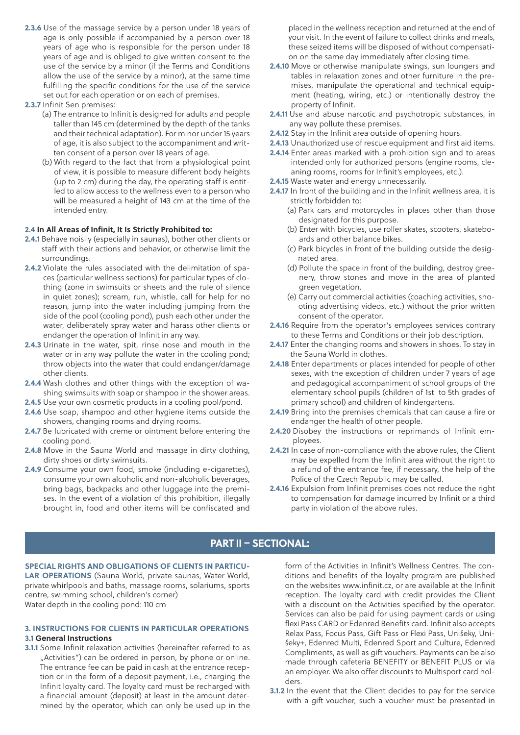**2.3.6** Use of the massage service by a person under 18 years of age is only possible if accompanied by a person over 18 years of age who is responsible for the person under 18 years of age and is obliged to give written consent to the use of the service by a minor (if the Terms and Conditions allow the use of the service by a minor), at the same time fulfilling the specific conditions for the use of the service set out for each operation or on each of premises.

**2.3.7** Infinit Sen premises:

(a) The entrance to Infinit is designed for adults and people taller than 145 cm (determined by the depth of the tanks and their technical adaptation). For minor under 15 years of age, it is also subject to the accompaniment and written consent of a person over 18 years of age.

(b) With regard to the fact that from a physiological point of view, it is possible to measure different body heights (up to 2 cm) during the day, the operating staff is entitled to allow access to the wellness even to a person who will be measured a height of 143 cm at the time of the intended entry.

#### 2.4 In All Areas of Infinit, It Is Strictly Prohibited to:

**2.4.1** Behave noisily (especially in saunas), bother other clients or staff with their actions and behavior, or otherwise limit the surroundings.

**2.4.2** Violate the rules associated with the delimitation of spaces (particular wellness sections) for particular types of clothing (zone in swimsuits or sheets and the rule of silence in quiet zones); scream, run, whistle, call for help for no reason, jump into the water including jumping from the side of the pool (cooling pond), push each other under the water, deliberately spray water and harass other clients or endanger the operation of Infinit in any way.

**2.4.3** Urinate in the water, spit, rinse nose and mouth in the water or in any way pollute the water in the cooling pond; throw objects into the water that could endanger/damage other clients.

**2.4.4** Wash clothes and other things with the exception of washing swimsuits with soap or shampoo in the shower areas.

**2.4.5** Use your own cosmetic products in a cooling pool/pond.

**2.4.6** Use soap, shampoo and other hygiene items outside the showers, changing rooms and drying rooms.

**2.4.7** Be lubricated with creme or ointment before entering the cooling pond.

**2.4.8** Move in the Sauna World and massage in dirty clothing, dirty shoes or dirty swimsuits.

**2.4.9** Consume your own food, smoke (including e-cigarettes), consume your own alcoholic and non-alcoholic beverages, bring bags, backpacks and other luggage into the premises. In the event of a violation of this prohibition, illegally brought in, food and other items will be confiscated and placed in the wellness reception and returned at the end of your visit. In the event of failure to collect drinks and meals, these seized items will be disposed of without compensation on the same day immediately after closing time.

**2.4.10** Move or otherwise manipulate swings, sun loungers and tables in relaxation zones and other furniture in the premises, manipulate the operational and technical equipment (heating, wiring, etc.) or intentionally destroy the property of Infinit.

**2.4.11** Use and abuse narcotic and psychotropic substances, in any way pollute these premises.

**2.4.12** Stay in the Infinit area outside of opening hours.

**2.4.13** Unauthorized use of rescue equipment and first aid items.

**2.4.14** Enter areas marked with a prohibition sign and to areas intended only for authorized persons (engine rooms, cleaning rooms, rooms for Infinit's employees, etc.).

**2.4.15** Waste water and energy unnecessarily.

**2.4.17** In front of the building and in the Infinit wellness area, it is strictly forbidden to:

(a) Park cars and motorcycles in places other than those designated for this purpose.

(b) Enter with bicycles, use roller skates, scooters, skateboards and other balance bikes.

(c) Park bicycles in front of the building outside the designated area.

(d) Pollute the space in front of the building, destroy greenery, throw stones and move in the area of planted green vegetation.

(e) Carry out commercial activities (coaching activities, shooting advertising videos, etc.) without the prior written consent of the operator.

**2.4.16** Require from the operator's employees services contrary to these Terms and Conditions or their job description.

**2.4.17** Enter the changing rooms and showers in shoes. To stay in the Sauna World in clothes.

**2.4.18** Enter departments or places intended for people of other sexes, with the exception of children under 7 years of age and pedagogical accompaniment of school groups of the elementary school pupils (children of 1st to 5th grades of primary school) and children of kindergartens.

**2.4.19** Bring into the premises chemicals that can cause a fire or endanger the health of other people.

**2.4.20** Disobey the instructions or reprimands of Infinit employees.

**2.4.21** In case of non-compliance with the above rules, the Client may be expelled from the Infinit area without the right to a refund of the entrance fee, if necessary, the help of the Police of the Czech Republic may be called.

**2.4.16** Expulsion from Infinit premises does not reduce the right to compensation for damage incurred by Infinit or a third party in violation of the above rules.

## PART II – SECTIONAL:

**SPECIAL RIGHTS AND OBLIGATIONS OF CLIENTS IN PARTICULAR OPERATIONS** (Sauna World, private saunas, Water World, private whirlpools and baths, massage rooms, solariums, sports centre, swimming school, children's corner)
Water depth in the cooling pond: 110 cm

### 3. INSTRUCTIONS FOR CLIENTS IN PARTICULAR OPERATIONS

#### 3.1 General Instructions

**3.1.1** Some Infinit relaxation activities (hereinafter referred to as „Activities") can be ordered in person, by phone or online. The entrance fee can be paid in cash at the entrance reception or in the form of a deposit payment, i.e., charging the Infinit loyalty card. The loyalty card must be recharged with a financial amount (deposit) at least in the amount determined by the operator, which can only be used up in the form of the Activities in Infinit's Wellness Centres. The conditions and benefits of the loyalty program are published on the websites www.infinit.cz, or are available at the Infinit reception. The loyalty card with credit provides the Client with a discount on the Activities specified by the operator. Services can also be paid for using payment cards or using flexi Pass CARD or Edenred Benefits card. Infinit also accepts Relax Pass, Focus Pass, Gift Pass or Flexi Pass, Unišeky, Unišeky+, Edenred Multi, Edenred Sport and Culture, Edenred Compliments, as well as gift vouchers. Payments can be also made through cafeteria BENEFITY or BENEFIT PLUS or via an employer. We also offer discounts to Multisport card holders.

**3.1.2** In the event that the Client decides to pay for the service with a gift voucher, such a voucher must be presented in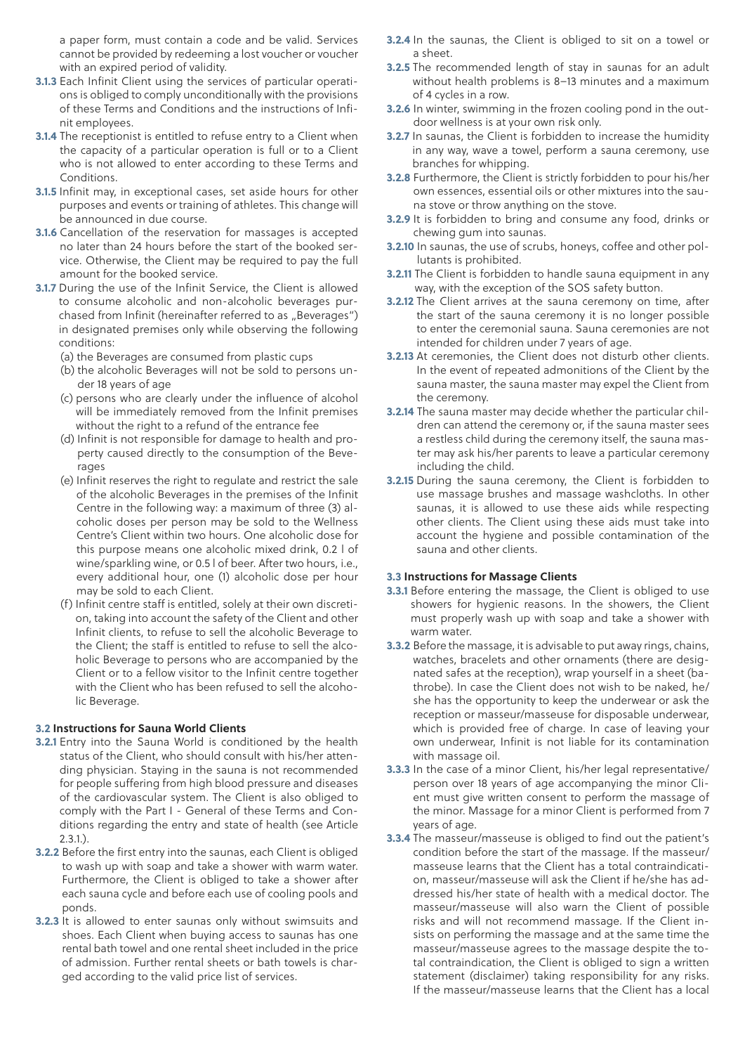a paper form, must contain a code and be valid. Services cannot be provided by redeeming a lost voucher or voucher with an expired period of validity.

**3.1.3** Each Infinit Client using the services of particular operations is obliged to comply unconditionally with the provisions of these Terms and Conditions and the instructions of Infinit employees.

**3.1.4** The receptionist is entitled to refuse entry to a Client when the capacity of a particular operation is full or to a Client who is not allowed to enter according to these Terms and Conditions.

**3.1.5** Infinit may, in exceptional cases, set aside hours for other purposes and events or training of athletes. This change will be announced in due course.

**3.1.6** Cancellation of the reservation for massages is accepted no later than 24 hours before the start of the booked service. Otherwise, the Client may be required to pay the full amount for the booked service.

**3.1.7** During the use of the Infinit Service, the Client is allowed to consume alcoholic and non-alcoholic beverages purchased from Infinit (hereinafter referred to as „Beverages") in designated premises only while observing the following conditions:

(a) the Beverages are consumed from plastic cups

(b) the alcoholic Beverages will not be sold to persons under 18 years of age

(c) persons who are clearly under the influence of alcohol will be immediately removed from the Infinit premises without the right to a refund of the entrance fee

(d) Infinit is not responsible for damage to health and property caused directly to the consumption of the Beverages

(e) Infinit reserves the right to regulate and restrict the sale of the alcoholic Beverages in the premises of the Infinit Centre in the following way: a maximum of three (3) alcoholic doses per person may be sold to the Wellness Centre's Client within two hours. One alcoholic dose for this purpose means one alcoholic mixed drink, 0.2 l of wine/sparkling wine, or 0.5 l of beer. After two hours, i.e., every additional hour, one (1) alcoholic dose per hour may be sold to each Client.

(f) Infinit centre staff is entitled, solely at their own discretion, taking into account the safety of the Client and other Infinit clients, to refuse to sell the alcoholic Beverage to the Client; the staff is entitled to refuse to sell the alcoholic Beverage to persons who are accompanied by the Client or to a fellow visitor to the Infinit centre together with the Client who has been refused to sell the alcoholic Beverage.

### 3.2 Instructions for Sauna World Clients

**3.2.1** Entry into the Sauna World is conditioned by the health status of the Client, who should consult with his/her attending physician. Staying in the sauna is not recommended for people suffering from high blood pressure and diseases of the cardiovascular system. The Client is also obliged to comply with the Part I - General of these Terms and Conditions regarding the entry and state of health (see Article 2.3.1.).

**3.2.2** Before the first entry into the saunas, each Client is obliged to wash up with soap and take a shower with warm water. Furthermore, the Client is obliged to take a shower after each sauna cycle and before each use of cooling pools and ponds.

**3.2.3** It is allowed to enter saunas only without swimsuits and shoes. Each Client when buying access to saunas has one rental bath towel and one rental sheet included in the price of admission. Further rental sheets or bath towels is charged according to the valid price list of services.

**3.2.4** In the saunas, the Client is obliged to sit on a towel or a sheet.

**3.2.5** The recommended length of stay in saunas for an adult without health problems is 8–13 minutes and a maximum of 4 cycles in a row.

**3.2.6** In winter, swimming in the frozen cooling pond in the outdoor wellness is at your own risk only.

**3.2.7** In saunas, the Client is forbidden to increase the humidity in any way, wave a towel, perform a sauna ceremony, use branches for whipping.

**3.2.8** Furthermore, the Client is strictly forbidden to pour his/her own essences, essential oils or other mixtures into the sauna stove or throw anything on the stove.

**3.2.9** It is forbidden to bring and consume any food, drinks or chewing gum into saunas.

**3.2.10** In saunas, the use of scrubs, honeys, coffee and other pollutants is prohibited.

**3.2.11** The Client is forbidden to handle sauna equipment in any way, with the exception of the SOS safety button.

**3.2.12** The Client arrives at the sauna ceremony on time, after the start of the sauna ceremony it is no longer possible to enter the ceremonial sauna. Sauna ceremonies are not intended for children under 7 years of age.

**3.2.13** At ceremonies, the Client does not disturb other clients. In the event of repeated admonitions of the Client by the sauna master, the sauna master may expel the Client from the ceremony.

**3.2.14** The sauna master may decide whether the particular children can attend the ceremony or, if the sauna master sees a restless child during the ceremony itself, the sauna master may ask his/her parents to leave a particular ceremony including the child.

**3.2.15** During the sauna ceremony, the Client is forbidden to use massage brushes and massage washcloths. In other saunas, it is allowed to use these aids while respecting other clients. The Client using these aids must take into account the hygiene and possible contamination of the sauna and other clients.

### 3.3 Instructions for Massage Clients

**3.3.1** Before entering the massage, the Client is obliged to use showers for hygienic reasons. In the showers, the Client must properly wash up with soap and take a shower with warm water.

**3.3.2** Before the massage, it is advisable to put away rings, chains, watches, bracelets and other ornaments (there are designated safes at the reception), wrap yourself in a sheet (bathrobe). In case the Client does not wish to be naked, he/she has the opportunity to keep the underwear or ask the reception or masseur/masseuse for disposable underwear, which is provided free of charge. In case of leaving your own underwear, Infinit is not liable for its contamination with massage oil.

**3.3.3** In the case of a minor Client, his/her legal representative/person over 18 years of age accompanying the minor Client must give written consent to perform the massage of the minor Client. Massage for a minor Client is performed from 7 years of age.

**3.3.4** The masseur/masseuse is obliged to find out the patient's condition before the start of the massage. If the masseur/masseuse learns that the Client has a total contraindication, masseur/masseuse will ask the Client if he/she has addressed his/her state of health with a medical doctor. The masseur/masseuse will also warn the Client of possible risks and will not recommend massage. If the Client insists on performing the massage and at the same time the masseur/masseuse agrees to the massage despite the total contraindication, the Client is obliged to sign a written statement (disclaimer) taking responsibility for any risks. If the masseur/masseuse learns that the Client has a local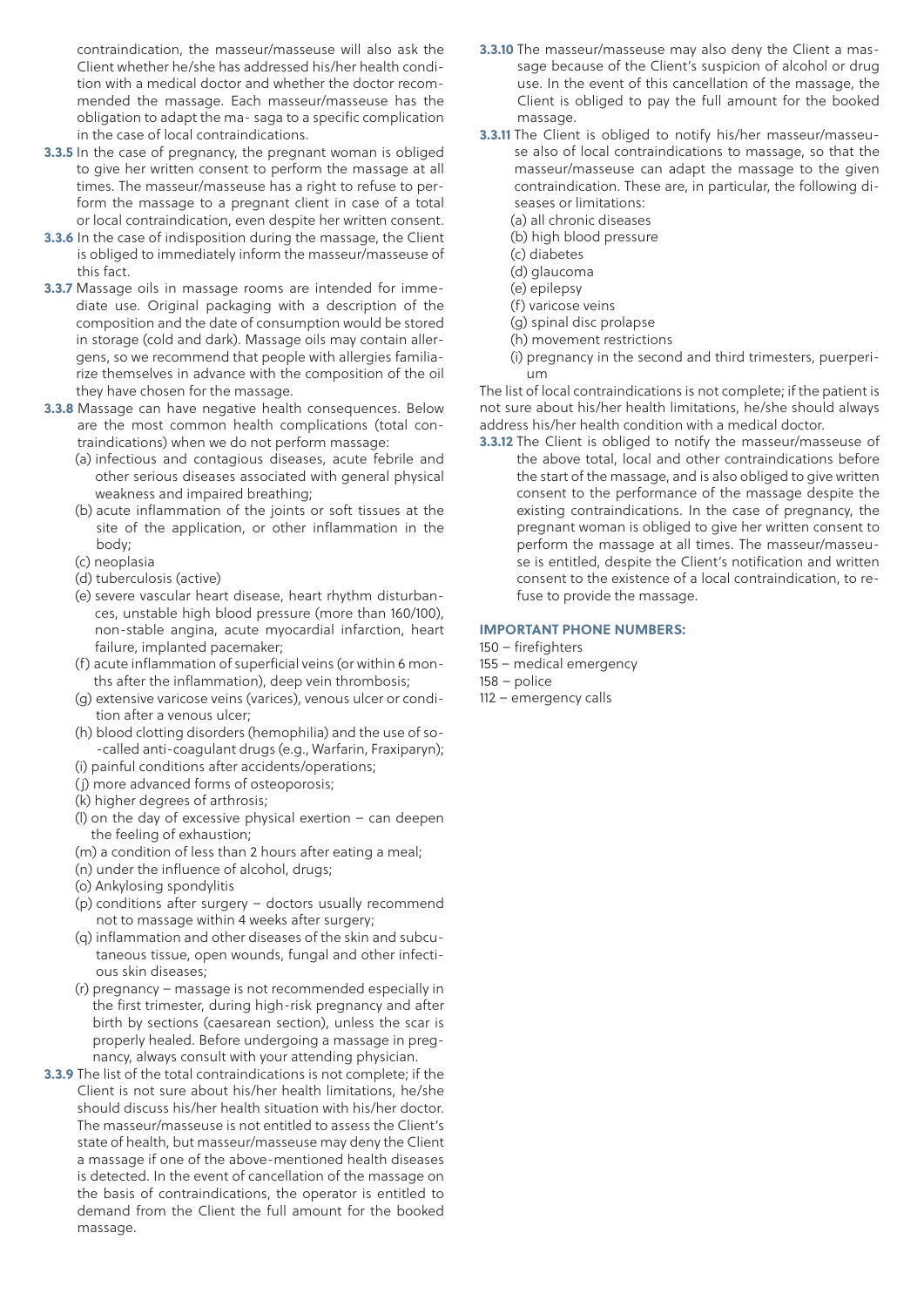contraindication, the masseur/masseuse will also ask the Client whether he/she has addressed his/her health condition with a medical doctor and whether the doctor recommended the massage. Each masseur/masseuse has the obligation to adapt the ma- saga to a specific complication in the case of local contraindications.

**3.3.5** In the case of pregnancy, the pregnant woman is obliged to give her written consent to perform the massage at all times. The masseur/masseuse has a right to refuse to perform the massage to a pregnant client in case of a total or local contraindication, even despite her written consent.

**3.3.6** In the case of indisposition during the massage, the Client is obliged to immediately inform the masseur/masseuse of this fact.

**3.3.7** Massage oils in massage rooms are intended for immediate use. Original packaging with a description of the composition and the date of consumption would be stored in storage (cold and dark). Massage oils may contain allergens, so we recommend that people with allergies familiarize themselves in advance with the composition of the oil they have chosen for the massage.

**3.3.8** Massage can have negative health consequences. Below are the most common health complications (total contraindications) when we do not perform massage:

(a) infectious and contagious diseases, acute febrile and other serious diseases associated with general physical weakness and impaired breathing;
(b) acute inflammation of the joints or soft tissues at the site of the application, or other inflammation in the body;
(c) neoplasia
(d) tuberculosis (active)
(e) severe vascular heart disease, heart rhythm disturbances, unstable high blood pressure (more than 160/100), non-stable angina, acute myocardial infarction, heart failure, implanted pacemaker;
(f) acute inflammation of superficial veins (or within 6 months after the inflammation), deep vein thrombosis;
(g) extensive varicose veins (varices), venous ulcer or condition after a venous ulcer;
(h) blood clotting disorders (hemophilia) and the use of so--called anti-coagulant drugs (e.g., Warfarin, Fraxiparyn);
(i) painful conditions after accidents/operations;
(j) more advanced forms of osteoporosis;
(k) higher degrees of arthrosis;
(l) on the day of excessive physical exertion – can deepen the feeling of exhaustion;
(m) a condition of less than 2 hours after eating a meal;
(n) under the influence of alcohol, drugs;
(o) Ankylosing spondylitis
(p) conditions after surgery – doctors usually recommend not to massage within 4 weeks after surgery;
(q) inflammation and other diseases of the skin and subcutaneous tissue, open wounds, fungal and other infectious skin diseases;
(r) pregnancy – massage is not recommended especially in the first trimester, during high-risk pregnancy and after birth by sections (caesarean section), unless the scar is properly healed. Before undergoing a massage in pregnancy, always consult with your attending physician.

**3.3.9** The list of the total contraindications is not complete; if the Client is not sure about his/her health limitations, he/she should discuss his/her health situation with his/her doctor. The masseur/masseuse is not entitled to assess the Client's state of health, but masseur/masseuse may deny the Client a massage if one of the above-mentioned health diseases is detected. In the event of cancellation of the massage on the basis of contraindications, the operator is entitled to demand from the Client the full amount for the booked massage.

**3.3.10** The masseur/masseuse may also deny the Client a massage because of the Client's suspicion of alcohol or drug use. In the event of this cancellation of the massage, the Client is obliged to pay the full amount for the booked massage.

**3.3.11** The Client is obliged to notify his/her masseur/masseuse also of local contraindications to massage, so that the masseur/masseuse can adapt the massage to the given contraindication. These are, in particular, the following diseases or limitations:

(a) all chronic diseases
(b) high blood pressure
(c) diabetes
(d) glaucoma
(e) epilepsy
(f) varicose veins
(g) spinal disc prolapse
(h) movement restrictions
(i) pregnancy in the second and third trimesters, puerperium

The list of local contraindications is not complete; if the patient is not sure about his/her health limitations, he/she should always address his/her health condition with a medical doctor.

**3.3.12** The Client is obliged to notify the masseur/masseuse of the above total, local and other contraindications before the start of the massage, and is also obliged to give written consent to the performance of the massage despite the existing contraindications. In the case of pregnancy, the pregnant woman is obliged to give her written consent to perform the massage at all times. The masseur/masseuse is entitled, despite the Client's notification and written consent to the existence of a local contraindication, to refuse to provide the massage.

### IMPORTANT PHONE NUMBERS:

150 – firefighters
155 – medical emergency
158 – police
112 – emergency calls